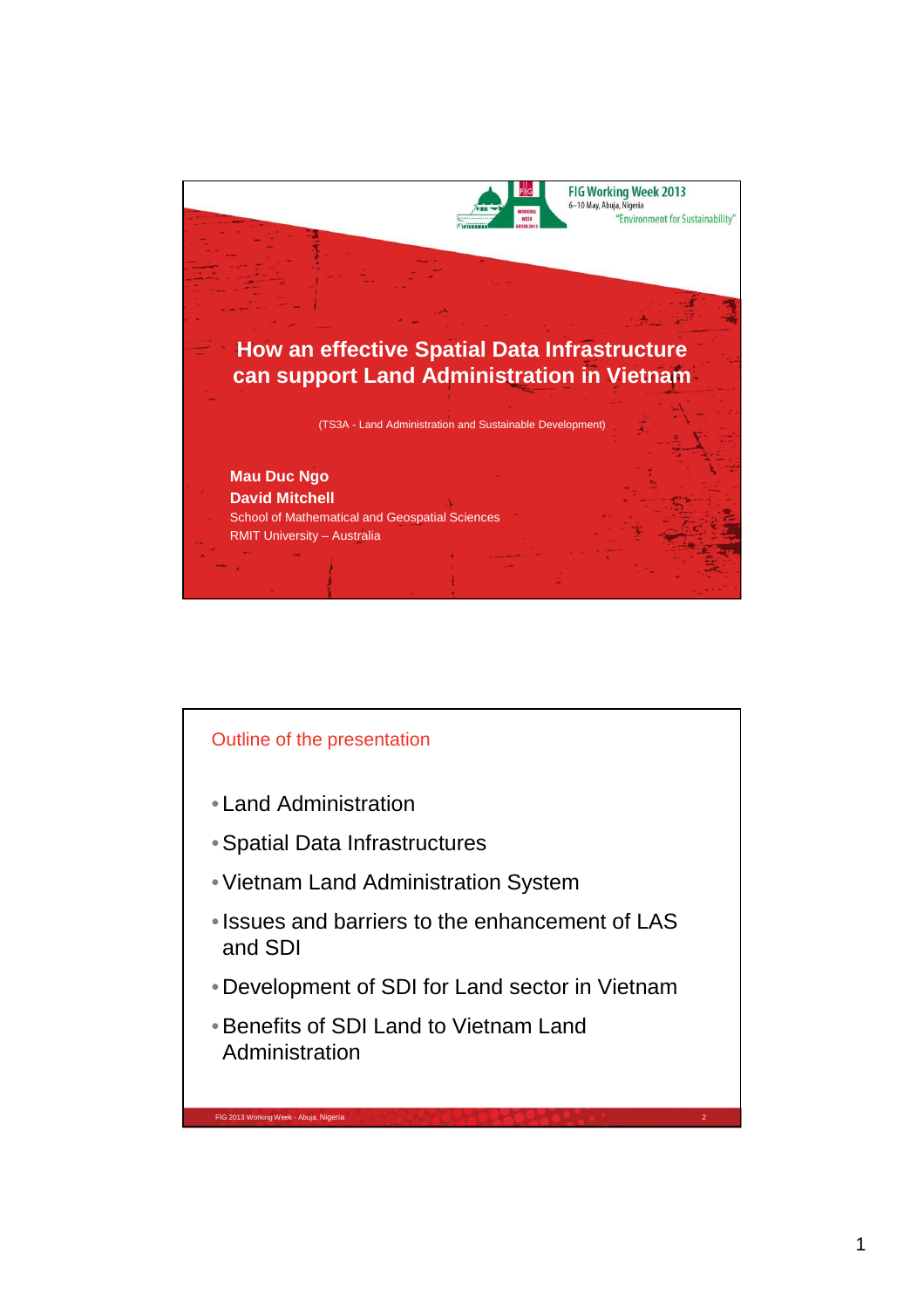FIG Working Week 2013
6–10 May, Abuja, Nigeria
"Environment for Sustainability"

# How an effective Spatial Data Infrastructure can support Land Administration in Vietnam

(TS3A - Land Administration and Sustainable Development)

**Mau Duc Ngo**
**David Mitchell**
School of Mathematical and Geospatial Sciences
RMIT University – Australia

## Outline of the presentation

- Land Administration
- Spatial Data Infrastructures
- Vietnam Land Administration System
- Issues and barriers to the enhancement of LAS and SDI
- Development of SDI for Land sector in Vietnam
- Benefits of SDI Land to Vietnam Land Administration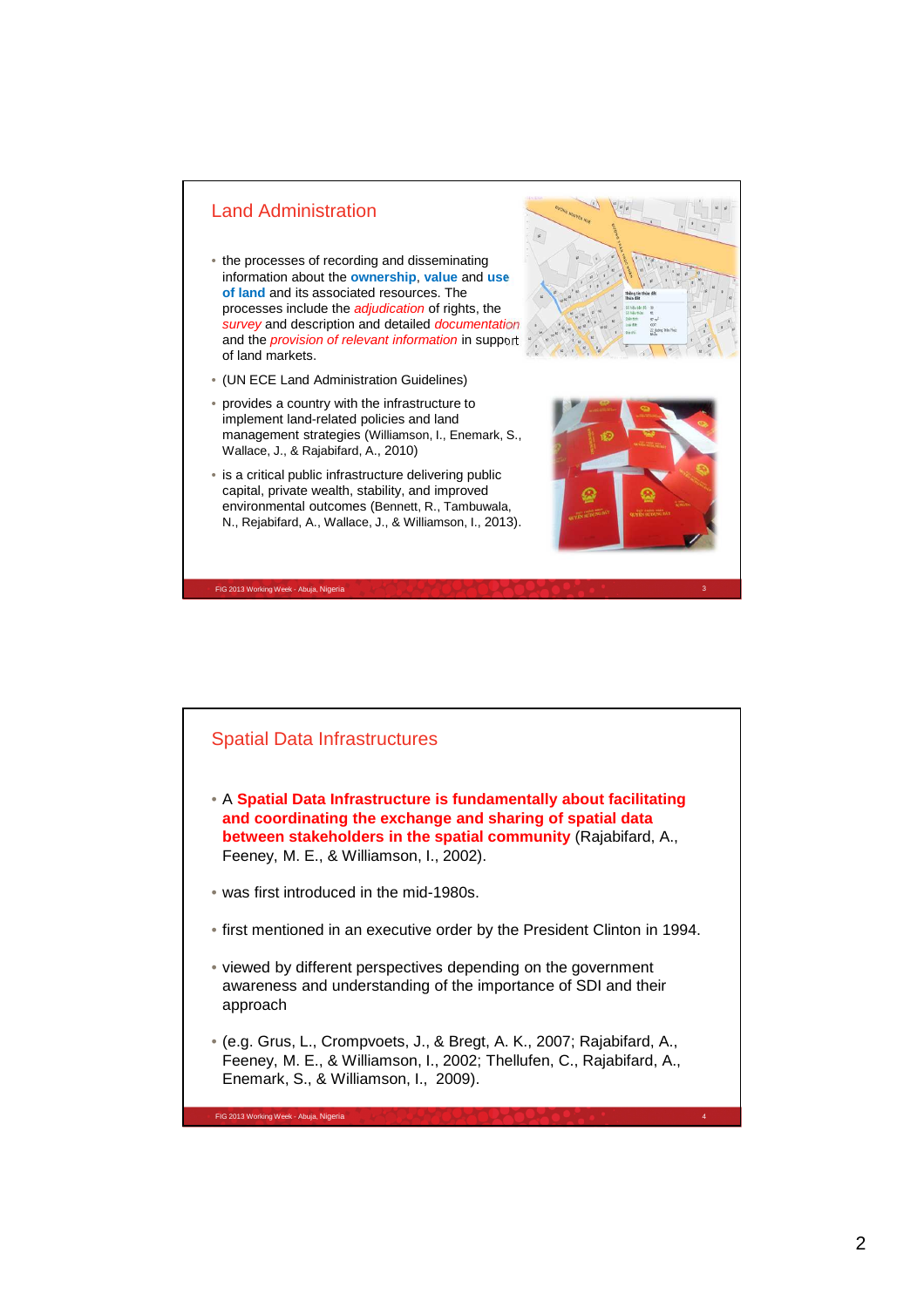## Land Administration

- the processes of recording and disseminating information about the **ownership**, **value** and **use of land** and its associated resources. The processes include the *adjudication* of rights, the *survey* and description and detailed *documentation* and the *provision of relevant information* in support of land markets.
- (UN ECE Land Administration Guidelines)
- provides a country with the infrastructure to implement land-related policies and land management strategies (Williamson, I., Enemark, S., Wallace, J., & Rajabifard, A., 2010)
- is a critical public infrastructure delivering public capital, private wealth, stability, and improved environmental outcomes (Bennett, R., Tambuwala, N., Rejabifard, A., Wallace, J., & Williamson, I., 2013).

## Spatial Data Infrastructures

- A **Spatial Data Infrastructure is fundamentally about facilitating and coordinating the exchange and sharing of spatial data between stakeholders in the spatial community** (Rajabifard, A., Feeney, M. E., & Williamson, I., 2002).
- was first introduced in the mid-1980s.
- first mentioned in an executive order by the President Clinton in 1994.
- viewed by different perspectives depending on the government awareness and understanding of the importance of SDI and their approach
- (e.g. Grus, L., Crompvoets, J., & Bregt, A. K., 2007; Rajabifard, A., Feeney, M. E., & Williamson, I., 2002; Thellufen, C., Rajabifard, A., Enemark, S., & Williamson, I., 2009).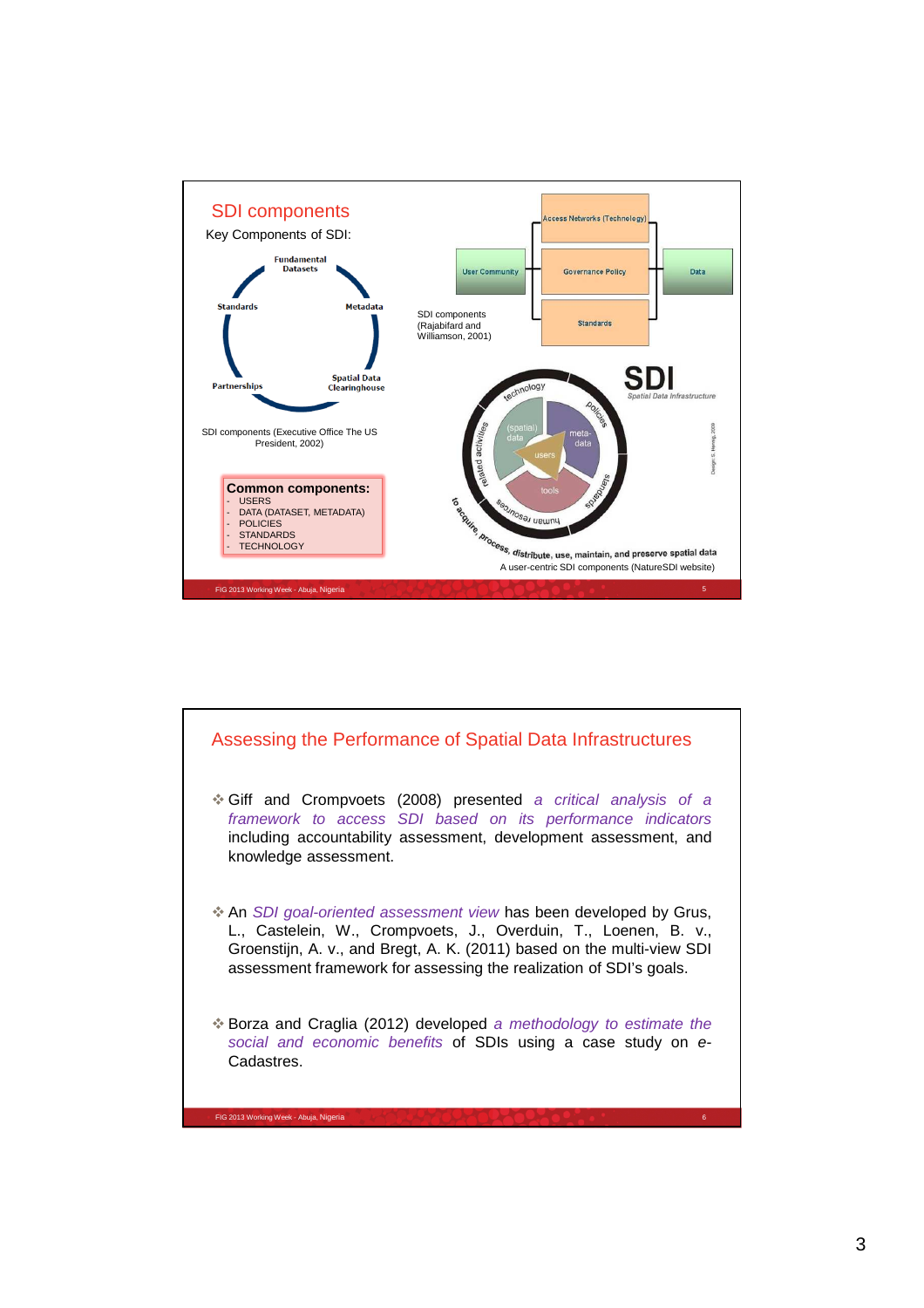## SDI components

Key Components of SDI:

Fundamental Datasets

Metadata

Spatial Data Clearinghouse

Partnerships

Standards

SDI components (Executive Office The US President, 2002)

Access Networks (Technology)

User Community

Governance Policy

Data

Standards

SDI components (Rajabifard and Williamson, 2001)

**Common components:**

- USERS
- DATA (DATASET, METADATA)
- POLICIES
- STANDARDS
- TECHNOLOGY

SDI Spatial Data Infrastructure

technology, policies, standards, human resources, related activities, (spatial) data, meta-data, users, tools

to acquire, process, distribute, use, maintain, and preserve spatial data

A user-centric SDI components (NatureSDI website)

## Assessing the Performance of Spatial Data Infrastructures

- Giff and Crompvoets (2008) presented *a critical analysis of a framework to access SDI based on its performance indicators* including accountability assessment, development assessment, and knowledge assessment.

- An *SDI goal-oriented assessment view* has been developed by Grus, L., Castelein, W., Crompvoets, J., Overduin, T., Loenen, B. v., Groenstijn, A. v., and Bregt, A. K. (2011) based on the multi-view SDI assessment framework for assessing the realization of SDI's goals.

- Borza and Craglia (2012) developed *a methodology to estimate the social and economic benefits* of SDIs using a case study on *e-*Cadastres.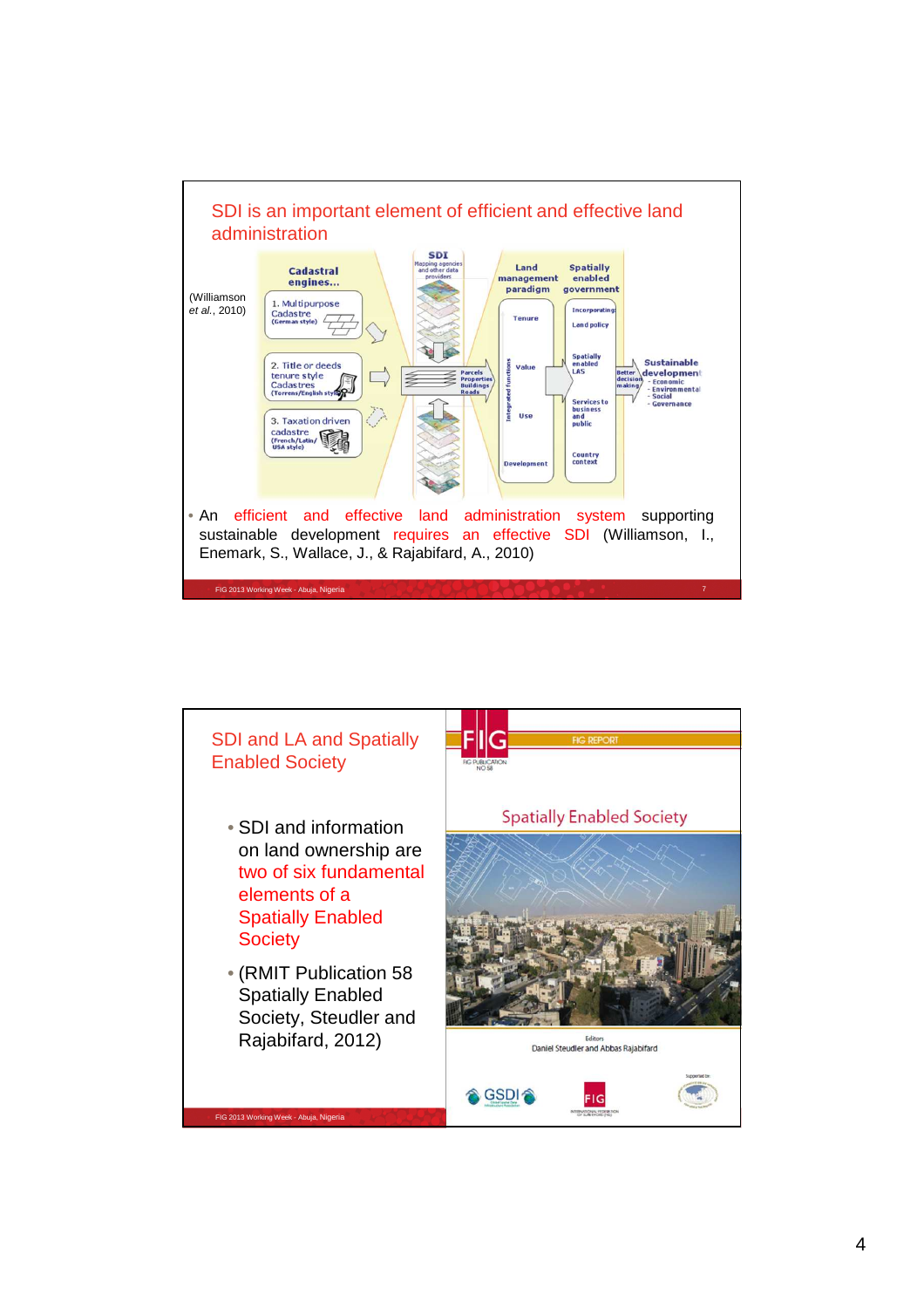## SDI is an important element of efficient and effective land administration

(Williamson *et al.*, 2010)

Cadastral engines...

1. Multipurpose Cadastre (German style)
2. Title or deeds tenure style Cadastres (Torrens/English style)
3. Taxation driven cadastre (French/Latin/USA style)

SDI — Mapping agencies and other data providers

Parcels, Properties, Buildings, Roads

Land management paradigm: Tenure, Value, Use, Development (Integrated functions)

Spatially enabled government: Incorporating Land policy; Spatially enabled LAS; Services to business and public; Country context

Better decision making → Sustainable development - Economic - Environmental - Social - Governance

- An efficient and effective land administration system supporting sustainable development requires an effective SDI (Williamson, I., Enemark, S., Wallace, J., & Rajabifard, A., 2010)

## SDI and LA and Spatially Enabled Society

- SDI and information on land ownership are two of six fundamental elements of a Spatially Enabled Society
- (RMIT Publication 58 Spatially Enabled Society, Steudler and Rajabifard, 2012)

FIG REPORT

FIG PUBLICATION NO 58

Spatially Enabled Society

Editors
Daniel Steudler and Abbas Rajabifard

GSDI — FIG — Supported by: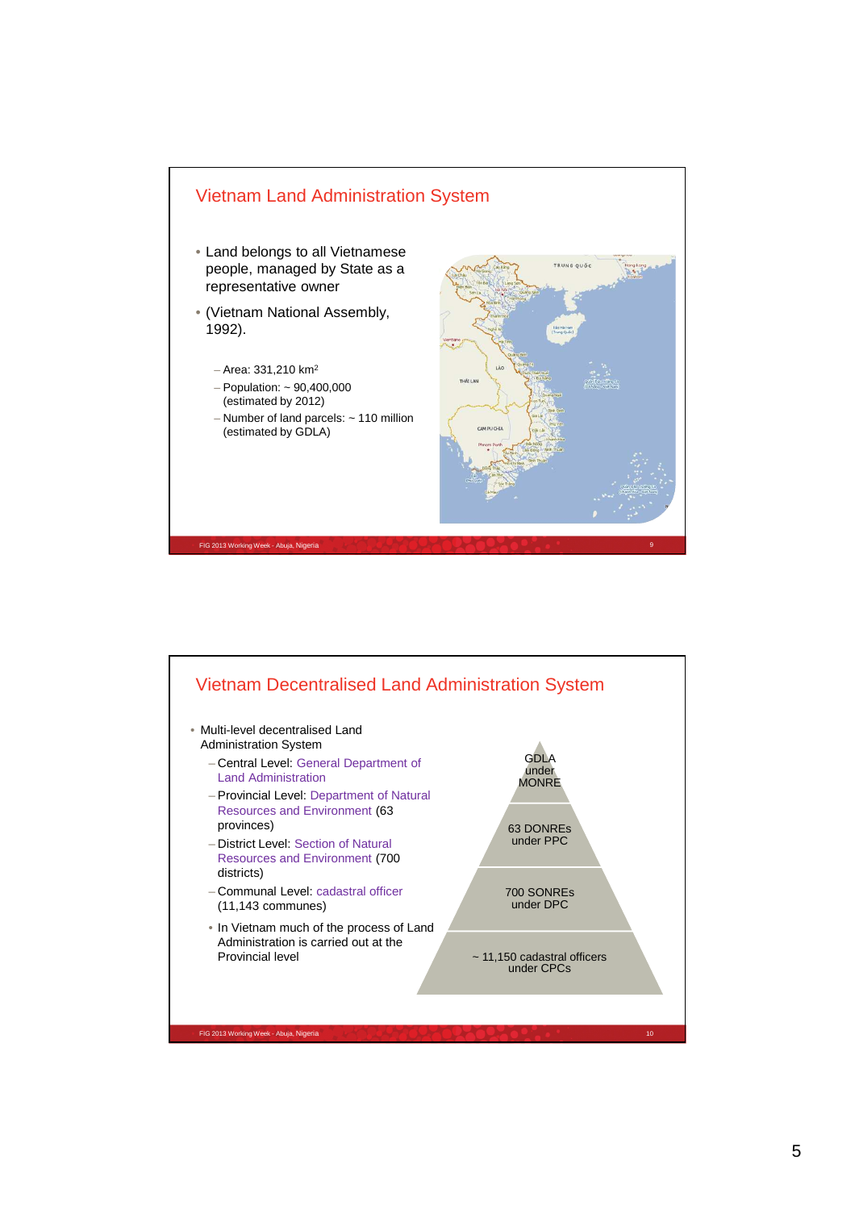## Vietnam Land Administration System

- Land belongs to all Vietnamese people, managed by State as a representative owner
- (Vietnam National Assembly, 1992).
  - Area: 331,210 km$^2$
  - Population: ~ 90,400,000 (estimated by 2012)
  - Number of land parcels: ~ 110 million (estimated by GDLA)

## Vietnam Decentralised Land Administration System

- Multi-level decentralised Land Administration System
  - Central Level: General Department of Land Administration
  - Provincial Level: Department of Natural Resources and Environment (63 provinces)
  - District Level: Section of Natural Resources and Environment (700 districts)
  - Communal Level: cadastral officer (11,143 communes)
- In Vietnam much of the process of Land Administration is carried out at the Provincial level

GDLA under MONRE

63 DONREs under PPC

700 SONREs under DPC

~ 11,150 cadastral officers under CPCs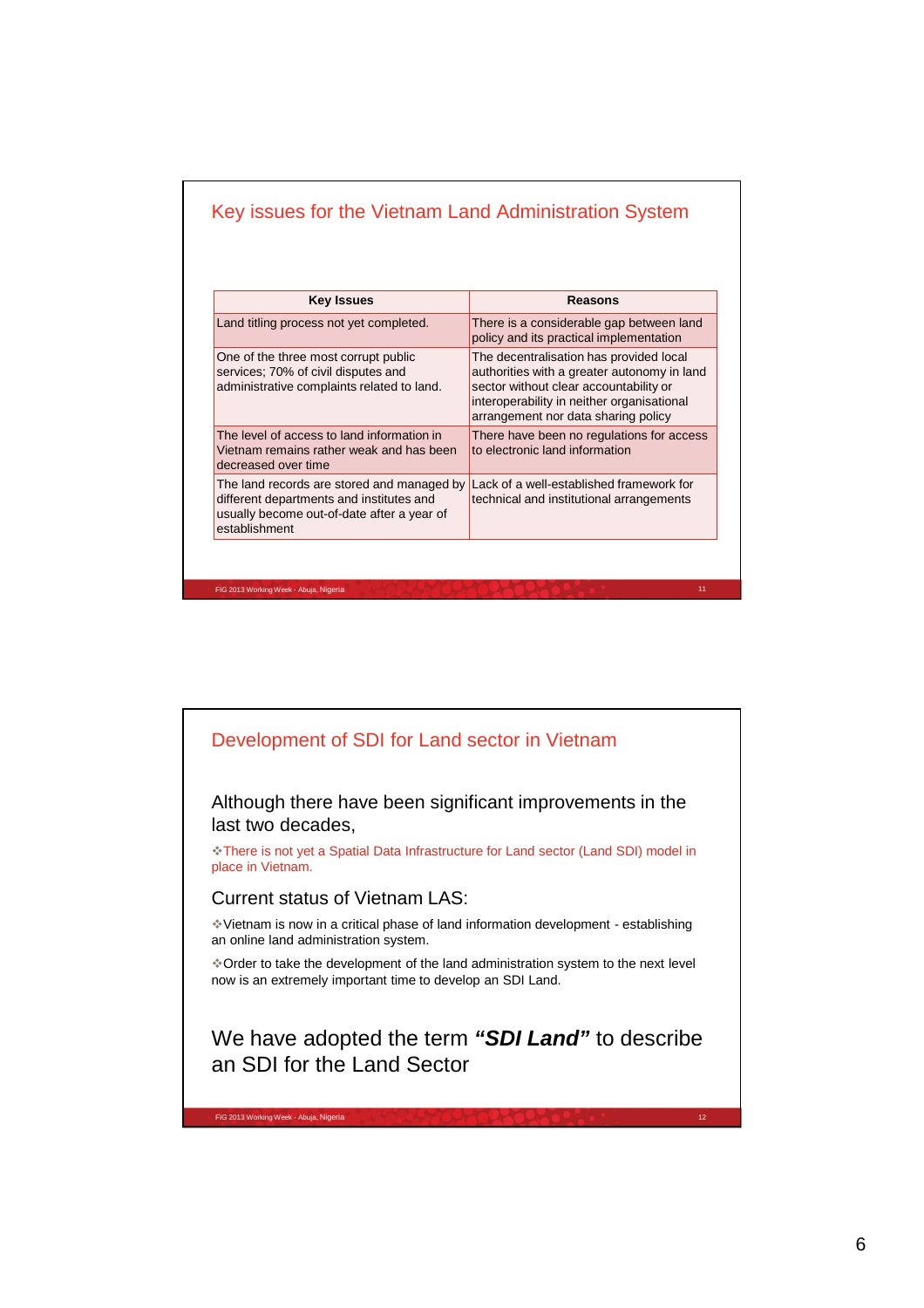## Key issues for the Vietnam Land Administration System

| Key Issues | Reasons |
|---|---|
| Land titling process not yet completed. | There is a considerable gap between land policy and its practical implementation |
| One of the three most corrupt public services; 70% of civil disputes and administrative complaints related to land. | The decentralisation has provided local authorities with a greater autonomy in land sector without clear accountability or interoperability in neither organisational arrangement nor data sharing policy |
| The level of access to land information in Vietnam remains rather weak and has been decreased over time | There have been no regulations for access to electronic land information |
| The land records are stored and managed by different departments and institutes and usually become out-of-date after a year of establishment | Lack of a well-established framework for technical and institutional arrangements |

## Development of SDI for Land sector in Vietnam

Although there have been significant improvements in the last two decades,

❖There is not yet a Spatial Data Infrastructure for Land sector (Land SDI) model in place in Vietnam.

Current status of Vietnam LAS:

❖Vietnam is now in a critical phase of land information development - establishing an online land administration system.

❖Order to take the development of the land administration system to the next level now is an extremely important time to develop an SDI Land.

We have adopted the term ***"SDI Land"*** to describe an SDI for the Land Sector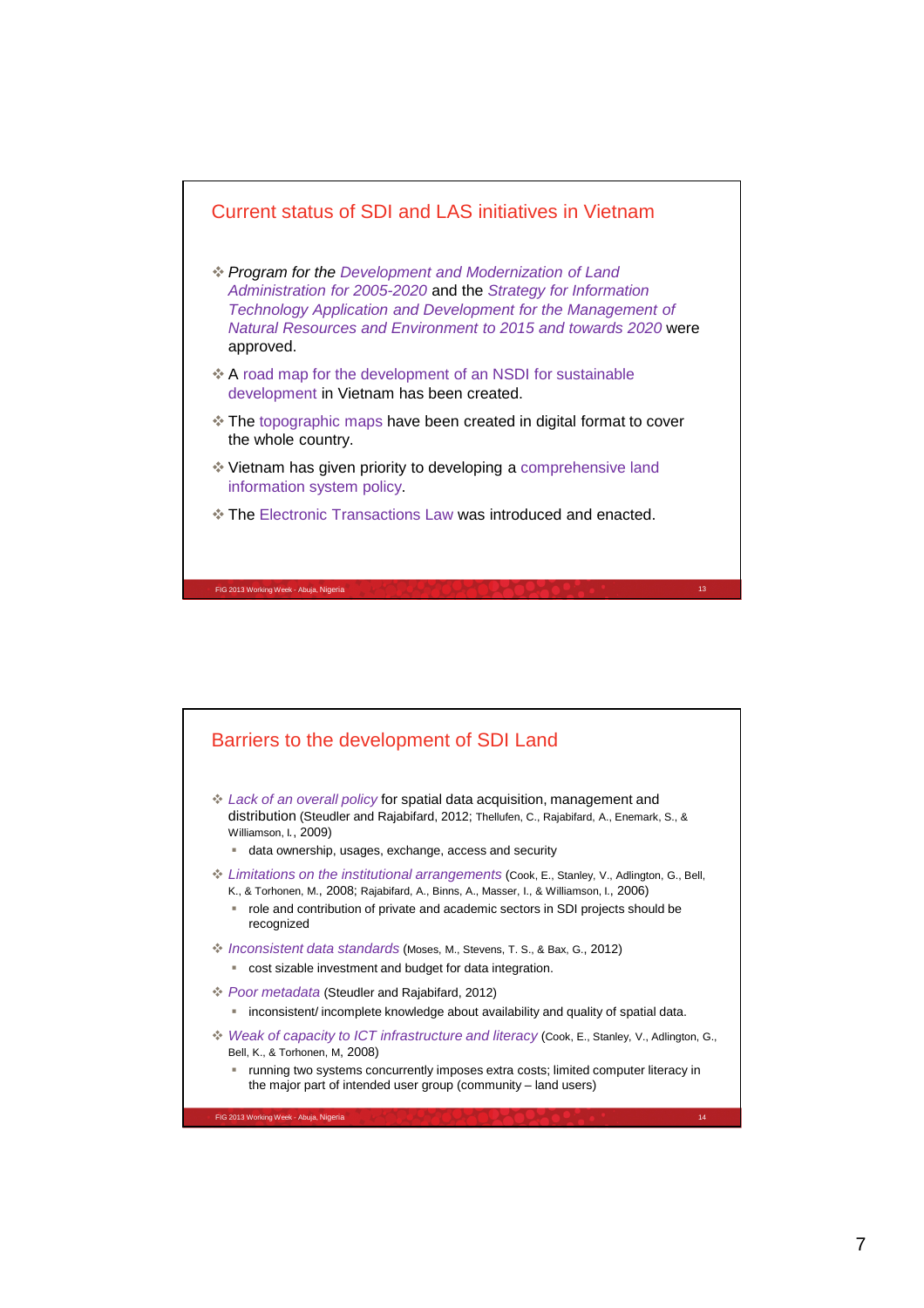## Current status of SDI and LAS initiatives in Vietnam

- *Program for the Development and Modernization of Land Administration for 2005-2020* and the *Strategy for Information Technology Application and Development for the Management of Natural Resources and Environment to 2015 and towards 2020* were approved.
- A road map for the development of an NSDI for sustainable development in Vietnam has been created.
- The topographic maps have been created in digital format to cover the whole country.
- Vietnam has given priority to developing a comprehensive land information system policy.
- The Electronic Transactions Law was introduced and enacted.

## Barriers to the development of SDI Land

- *Lack of an overall policy* for spatial data acquisition, management and distribution (Steudler and Rajabifard, 2012; Thellufen, C., Rajabifard, A., Enemark, S., & Williamson, I., 2009)
  - data ownership, usages, exchange, access and security
- *Limitations on the institutional arrangements* (Cook, E., Stanley, V., Adlington, G., Bell, K., & Torhonen, M., 2008; Rajabifard, A., Binns, A., Masser, I., & Williamson, I., 2006)
  - role and contribution of private and academic sectors in SDI projects should be recognized
- *Inconsistent data standards* (Moses, M., Stevens, T. S., & Bax, G., 2012)
  - cost sizable investment and budget for data integration.
- *Poor metadata* (Steudler and Rajabifard, 2012)
  - inconsistent/ incomplete knowledge about availability and quality of spatial data.
- *Weak of capacity to ICT infrastructure and literacy* (Cook, E., Stanley, V., Adlington, G., Bell, K., & Torhonen, M, 2008)
  - running two systems concurrently imposes extra costs; limited computer literacy in the major part of intended user group (community – land users)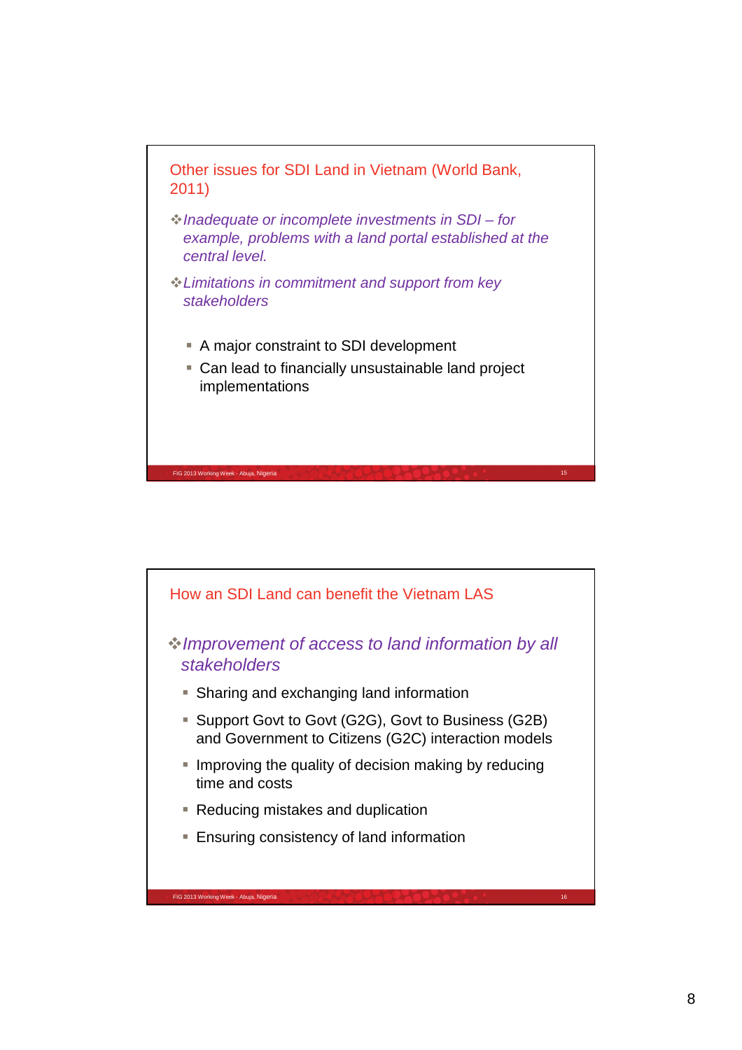## Other issues for SDI Land in Vietnam (World Bank, 2011)

- *Inadequate or incomplete investments in SDI – for example, problems with a land portal established at the central level.*
- *Limitations in commitment and support from key stakeholders*
  - A major constraint to SDI development
  - Can lead to financially unsustainable land project implementations

## How an SDI Land can benefit the Vietnam LAS

- *Improvement of access to land information by all stakeholders*
  - Sharing and exchanging land information
  - Support Govt to Govt (G2G), Govt to Business (G2B) and Government to Citizens (G2C) interaction models
  - Improving the quality of decision making by reducing time and costs
  - Reducing mistakes and duplication
  - Ensuring consistency of land information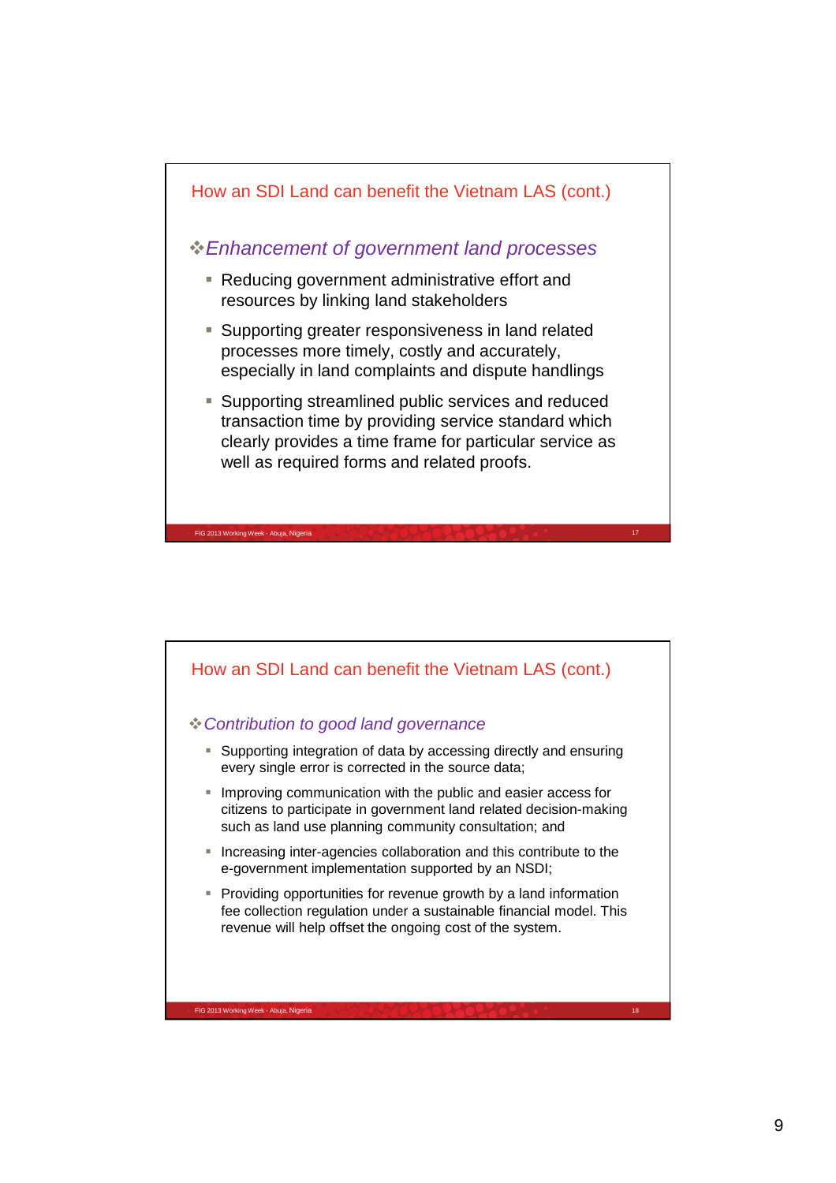## How an SDI Land can benefit the Vietnam LAS (cont.)

❖ *Enhancement of government land processes*

- Reducing government administrative effort and resources by linking land stakeholders
- Supporting greater responsiveness in land related processes more timely, costly and accurately, especially in land complaints and dispute handlings
- Supporting streamlined public services and reduced transaction time by providing service standard which clearly provides a time frame for particular service as well as required forms and related proofs.

## How an SDI Land can benefit the Vietnam LAS (cont.)

❖ *Contribution to good land governance*

- Supporting integration of data by accessing directly and ensuring every single error is corrected in the source data;
- Improving communication with the public and easier access for citizens to participate in government land related decision-making such as land use planning community consultation; and
- Increasing inter-agencies collaboration and this contribute to the e-government implementation supported by an NSDI;
- Providing opportunities for revenue growth by a land information fee collection regulation under a sustainable financial model. This revenue will help offset the ongoing cost of the system.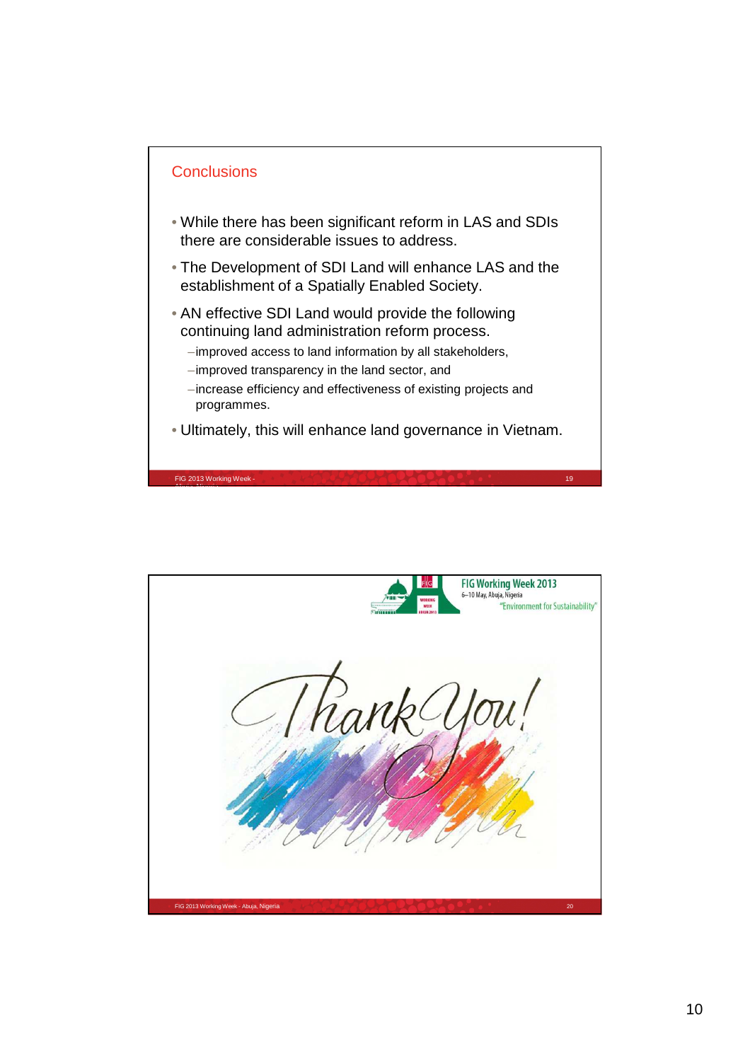## Conclusions

- While there has been significant reform in LAS and SDIs there are considerable issues to address.
- The Development of SDI Land will enhance LAS and the establishment of a Spatially Enabled Society.
- AN effective SDI Land would provide the following continuing land administration reform process.
  - improved access to land information by all stakeholders,
  - improved transparency in the land sector, and
  - increase efficiency and effectiveness of existing projects and programmes.
- Ultimately, this will enhance land governance in Vietnam.

FIG Working Week 2013

6–10 May, Abuja, Nigeria

"Environment for Sustainability"

Thank You!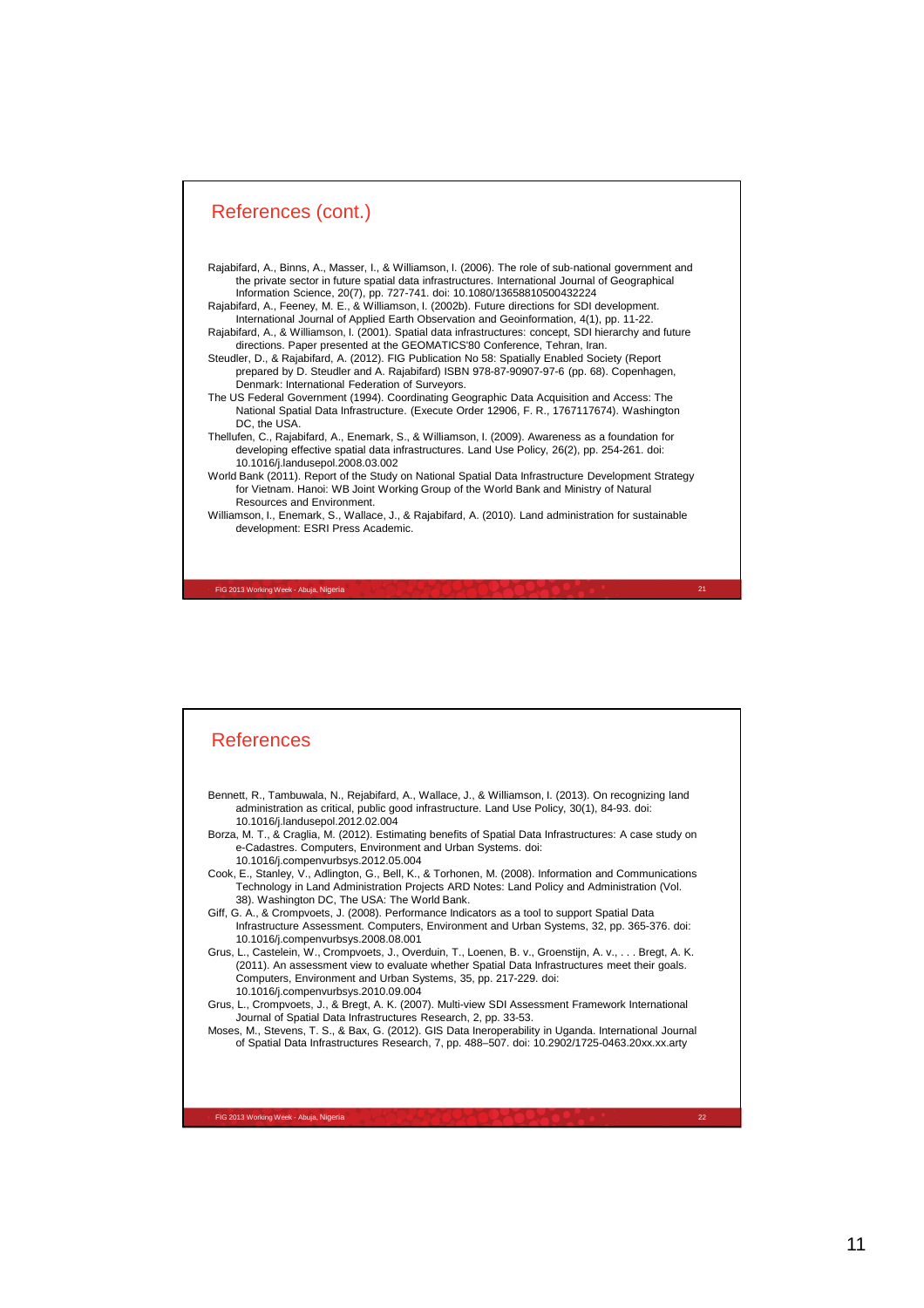## References (cont.)

Rajabifard, A., Binns, A., Masser, I., & Williamson, I. (2006). The role of sub-national government and the private sector in future spatial data infrastructures. International Journal of Geographical Information Science, 20(7), pp. 727-741. doi: 10.1080/13658810500432224

Rajabifard, A., Feeney, M. E., & Williamson, I. (2002b). Future directions for SDI development. International Journal of Applied Earth Observation and Geoinformation, 4(1), pp. 11-22.

Rajabifard, A., & Williamson, I. (2001). Spatial data infrastructures: concept, SDI hierarchy and future directions. Paper presented at the GEOMATICS'80 Conference, Tehran, Iran.

Steudler, D., & Rajabifard, A. (2012). FIG Publication No 58: Spatially Enabled Society (Report prepared by D. Steudler and A. Rajabifard) ISBN 978-87-90907-97-6 (pp. 68). Copenhagen, Denmark: International Federation of Surveyors.

The US Federal Government (1994). Coordinating Geographic Data Acquisition and Access: The National Spatial Data Infrastructure. (Execute Order 12906, F. R., 1767117674). Washington DC, the USA.

Thellufen, C., Rajabifard, A., Enemark, S., & Williamson, I. (2009). Awareness as a foundation for developing effective spatial data infrastructures. Land Use Policy, 26(2), pp. 254-261. doi: 10.1016/j.landusepol.2008.03.002

World Bank (2011). Report of the Study on National Spatial Data Infrastructure Development Strategy for Vietnam. Hanoi: WB Joint Working Group of the World Bank and Ministry of Natural Resources and Environment.

Williamson, I., Enemark, S., Wallace, J., & Rajabifard, A. (2010). Land administration for sustainable development: ESRI Press Academic.

## References

Bennett, R., Tambuwala, N., Rejabifard, A., Wallace, J., & Williamson, I. (2013). On recognizing land administration as critical, public good infrastructure. Land Use Policy, 30(1), 84-93. doi: 10.1016/j.landusepol.2012.02.004

Borza, M. T., & Craglia, M. (2012). Estimating benefits of Spatial Data Infrastructures: A case study on e-Cadastres. Computers, Environment and Urban Systems. doi: 10.1016/j.compenvurbsys.2012.05.004

Cook, E., Stanley, V., Adlington, G., Bell, K., & Torhonen, M. (2008). Information and Communications Technology in Land Administration Projects ARD Notes: Land Policy and Administration (Vol. 38). Washington DC, The USA: The World Bank.

Giff, G. A., & Crompvoets, J. (2008). Performance Indicators as a tool to support Spatial Data Infrastructure Assessment. Computers, Environment and Urban Systems, 32, pp. 365-376. doi: 10.1016/j.compenvurbsys.2008.08.001

Grus, L., Castelein, W., Crompvoets, J., Overduin, T., Loenen, B. v., Groenstijn, A. v., . . . Bregt, A. K. (2011). An assessment view to evaluate whether Spatial Data Infrastructures meet their goals. Computers, Environment and Urban Systems, 35, pp. 217-229. doi: 10.1016/j.compenvurbsys.2010.09.004

Grus, L., Crompvoets, J., & Bregt, A. K. (2007). Multi-view SDI Assessment Framework International Journal of Spatial Data Infrastructures Research, 2, pp. 33-53.

Moses, M., Stevens, T. S., & Bax, G. (2012). GIS Data Ineroperability in Uganda. International Journal of Spatial Data Infrastructures Research, 7, pp. 488–507. doi: 10.2902/1725-0463.20xx.xx.arty